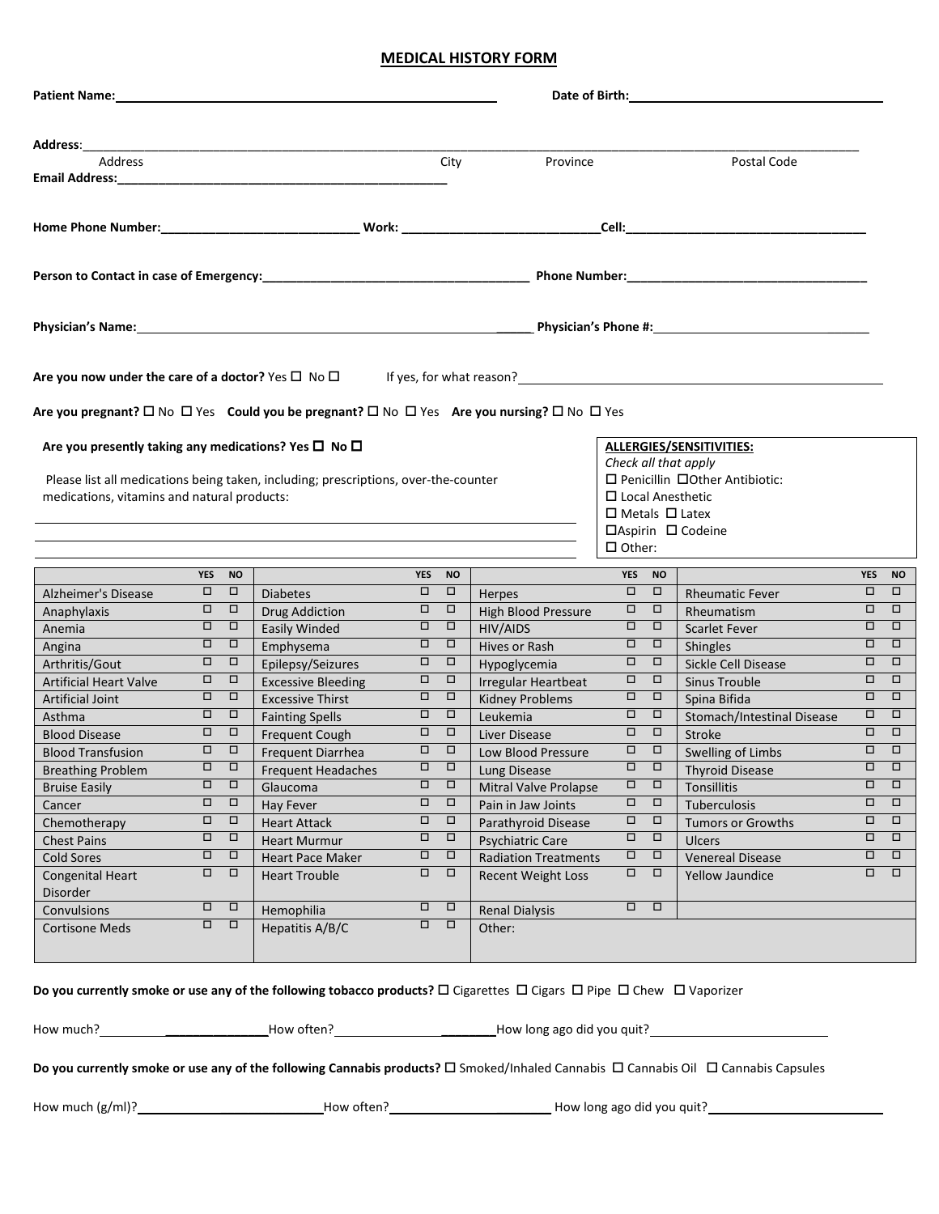# MEDICAL HISTORY FORM

**Patient Name:** ________________________________ **Date of Birth:** ________________________

**Address**: ______________________________________________________________________________

Address | City | Province | Postal Code

**Email Address:** ______________________________

**Home Phone Number:** ____________________ **Work:** ____________________ **Cell:** ____________________

**Person to Contact in case of Emergency:** ____________________________ **Phone Number:** ____________________

**Physician's Name:** ________________________________ **Physician's Phone #:** ____________________

**Are you now under the care of a doctor?** Yes ☐ No ☐ If yes, for what reason? ____________________

**Are you pregnant?** ☐ No ☐ Yes **Could you be pregnant?** ☐ No ☐ Yes **Are you nursing?** ☐ No ☐ Yes

**Are you presently taking any medications? Yes ☐ No ☐**

Please list all medications being taken, including; prescriptions, over-the-counter medications, vitamins and natural products:

______________________________________________________________

______________________________________________________________

______________________________________________________________

**ALLERGIES/SENSITIVITIES:**

*Check all that apply*

☐ Penicillin ☐Other Antibiotic:

☐ Local Anesthetic

☐ Metals ☐ Latex

☐Aspirin ☐ Codeine

☐ Other:

| | YES | NO | | YES | NO | | YES | NO | | YES | NO |
|---|---|---|---|---|---|---|---|---|---|---|---|
| Alzheimer's Disease | ☐ | ☐ | Diabetes | ☐ | ☐ | Herpes | ☐ | ☐ | Rheumatic Fever | ☐ | ☐ |
| Anaphylaxis | ☐ | ☐ | Drug Addiction | ☐ | ☐ | High Blood Pressure | ☐ | ☐ | Rheumatism | ☐ | ☐ |
| Anemia | ☐ | ☐ | Easily Winded | ☐ | ☐ | HIV/AIDS | ☐ | ☐ | Scarlet Fever | ☐ | ☐ |
| Angina | ☐ | ☐ | Emphysema | ☐ | ☐ | Hives or Rash | ☐ | ☐ | Shingles | ☐ | ☐ |
| Arthritis/Gout | ☐ | ☐ | Epilepsy/Seizures | ☐ | ☐ | Hypoglycemia | ☐ | ☐ | Sickle Cell Disease | ☐ | ☐ |
| Artificial Heart Valve | ☐ | ☐ | Excessive Bleeding | ☐ | ☐ | Irregular Heartbeat | ☐ | ☐ | Sinus Trouble | ☐ | ☐ |
| Artificial Joint | ☐ | ☐ | Excessive Thirst | ☐ | ☐ | Kidney Problems | ☐ | ☐ | Spina Bifida | ☐ | ☐ |
| Asthma | ☐ | ☐ | Fainting Spells | ☐ | ☐ | Leukemia | ☐ | ☐ | Stomach/Intestinal Disease | ☐ | ☐ |
| Blood Disease | ☐ | ☐ | Frequent Cough | ☐ | ☐ | Liver Disease | ☐ | ☐ | Stroke | ☐ | ☐ |
| Blood Transfusion | ☐ | ☐ | Frequent Diarrhea | ☐ | ☐ | Low Blood Pressure | ☐ | ☐ | Swelling of Limbs | ☐ | ☐ |
| Breathing Problem | ☐ | ☐ | Frequent Headaches | ☐ | ☐ | Lung Disease | ☐ | ☐ | Thyroid Disease | ☐ | ☐ |
| Bruise Easily | ☐ | ☐ | Glaucoma | ☐ | ☐ | Mitral Valve Prolapse | ☐ | ☐ | Tonsillitis | ☐ | ☐ |
| Cancer | ☐ | ☐ | Hay Fever | ☐ | ☐ | Pain in Jaw Joints | ☐ | ☐ | Tuberculosis | ☐ | ☐ |
| Chemotherapy | ☐ | ☐ | Heart Attack | ☐ | ☐ | Parathyroid Disease | ☐ | ☐ | Tumors or Growths | ☐ | ☐ |
| Chest Pains | ☐ | ☐ | Heart Murmur | ☐ | ☐ | Psychiatric Care | ☐ | ☐ | Ulcers | ☐ | ☐ |
| Cold Sores | ☐ | ☐ | Heart Pace Maker | ☐ | ☐ | Radiation Treatments | ☐ | ☐ | Venereal Disease | ☐ | ☐ |
| Congenital Heart Disorder | ☐ | ☐ | Heart Trouble | ☐ | ☐ | Recent Weight Loss | ☐ | ☐ | Yellow Jaundice | ☐ | ☐ |
| Convulsions | ☐ | ☐ | Hemophilia | ☐ | ☐ | Renal Dialysis | ☐ | ☐ | | | |
| Cortisone Meds | ☐ | ☐ | Hepatitis A/B/C | ☐ | ☐ | Other: | | | | | |

**Do you currently smoke or use any of the following tobacco products?** ☐ Cigarettes ☐ Cigars ☐ Pipe ☐ Chew ☐ Vaporizer

How much? ____________ How often? ____________ How long ago did you quit? ____________

**Do you currently smoke or use any of the following Cannabis products?** ☐ Smoked/Inhaled Cannabis ☐ Cannabis Oil ☐ Cannabis Capsules

How much (g/ml)? ____________ How often? ____________ How long ago did you quit? ____________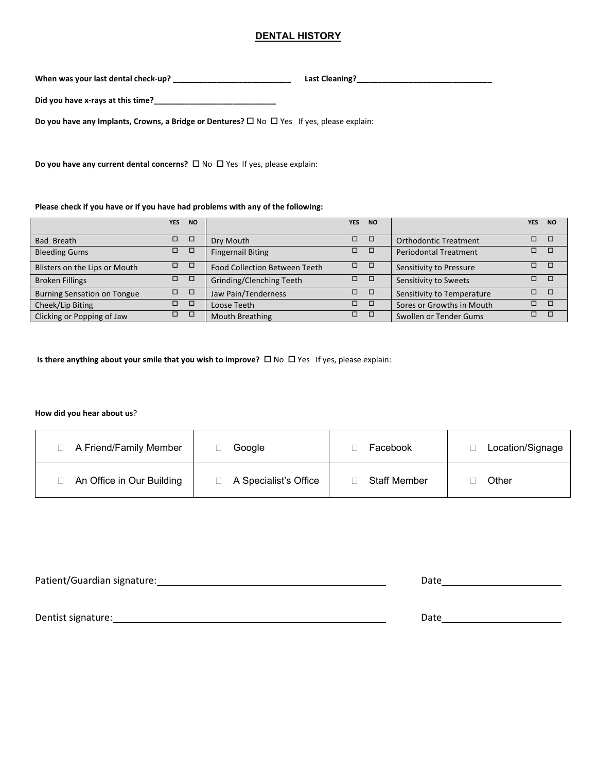## DENTAL HISTORY

**When was your last dental check-up?** ___________________________ **Last Cleaning?**_______________________________

**Did you have x-rays at this time?**____________________________

**Do you have any Implants, Crowns, a Bridge or Dentures?** ☐ No ☐ Yes If yes, please explain:

**Do you have any current dental concerns?** ☐ No ☐ Yes If yes, please explain:

**Please check if you have or if you have had problems with any of the following:**

| | YES | NO | | YES | NO | | YES | NO |
|---|---|---|---|---|---|---|---|---|
| Bad Breath | ☐ | ☐ | Dry Mouth | ☐ | ☐ | Orthodontic Treatment | ☐ | ☐ |
| Bleeding Gums | ☐ | ☐ | Fingernail Biting | ☐ | ☐ | Periodontal Treatment | ☐ | ☐ |
| Blisters on the Lips or Mouth | ☐ | ☐ | Food Collection Between Teeth | ☐ | ☐ | Sensitivity to Pressure | ☐ | ☐ |
| Broken Fillings | ☐ | ☐ | Grinding/Clenching Teeth | ☐ | ☐ | Sensitivity to Sweets | ☐ | ☐ |
| Burning Sensation on Tongue | ☐ | ☐ | Jaw Pain/Tenderness | ☐ | ☐ | Sensitivity to Temperature | ☐ | ☐ |
| Cheek/Lip Biting | ☐ | ☐ | Loose Teeth | ☐ | ☐ | Sores or Growths in Mouth | ☐ | ☐ |
| Clicking or Popping of Jaw | ☐ | ☐ | Mouth Breathing | ☐ | ☐ | Swollen or Tender Gums | ☐ | ☐ |

**Is there anything about your smile that you wish to improve?** ☐ No ☐ Yes If yes, please explain:

**How did you hear about us**?

| | | | |
|---|---|---|---|
| ☐ A Friend/Family Member | ☐ Google | ☐ Facebook | ☐ Location/Signage |
| ☐ An Office in Our Building | ☐ A Specialist's Office | ☐ Staff Member | ☐ Other |

Patient/Guardian signature:_____________________________________________ Date______________________

Dentist signature:_____________________________________________________ Date______________________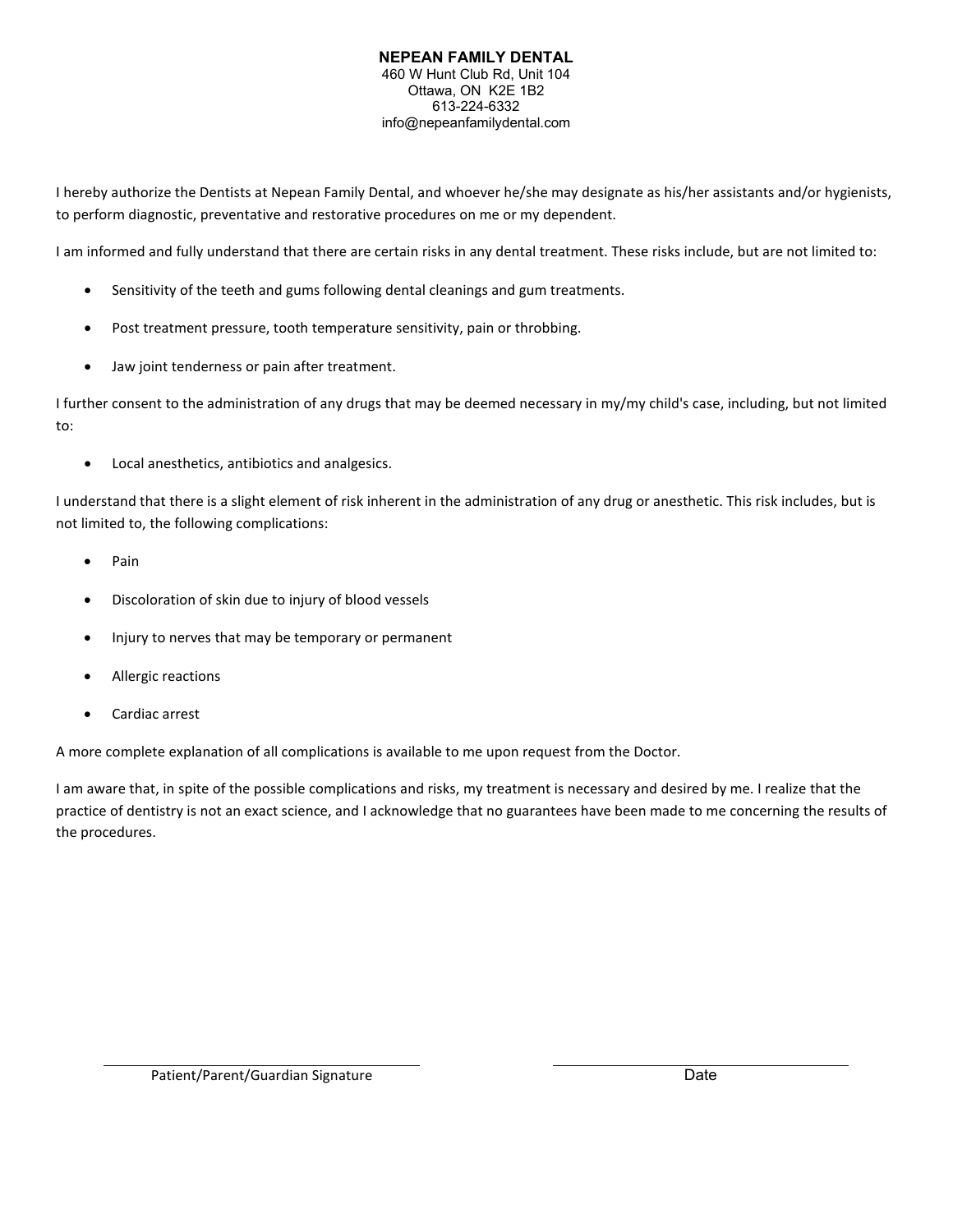**NEPEAN FAMILY DENTAL**
460 W Hunt Club Rd, Unit 104
Ottawa, ON K2E 1B2
613-224-6332
info@nepeanfamilydental.com

I hereby authorize the Dentists at Nepean Family Dental, and whoever he/she may designate as his/her assistants and/or hygienists, to perform diagnostic, preventative and restorative procedures on me or my dependent.

I am informed and fully understand that there are certain risks in any dental treatment. These risks include, but are not limited to:

- Sensitivity of the teeth and gums following dental cleanings and gum treatments.
- Post treatment pressure, tooth temperature sensitivity, pain or throbbing.
- Jaw joint tenderness or pain after treatment.

I further consent to the administration of any drugs that may be deemed necessary in my/my child's case, including, but not limited to:

- Local anesthetics, antibiotics and analgesics.

I understand that there is a slight element of risk inherent in the administration of any drug or anesthetic. This risk includes, but is not limited to, the following complications:

- Pain
- Discoloration of skin due to injury of blood vessels
- Injury to nerves that may be temporary or permanent
- Allergic reactions
- Cardiac arrest

A more complete explanation of all complications is available to me upon request from the Doctor.

I am aware that, in spite of the possible complications and risks, my treatment is necessary and desired by me. I realize that the practice of dentistry is not an exact science, and I acknowledge that no guarantees have been made to me concerning the results of the procedures.

\_\_\_\_\_\_\_\_\_\_\_\_\_\_\_\_\_\_\_\_\_\_\_\_\_\_\_\_\_\_ Patient/Parent/Guardian Signature

\_\_\_\_\_\_\_\_\_\_\_\_\_\_\_\_\_\_\_\_\_\_\_\_\_\_\_\_\_\_ Date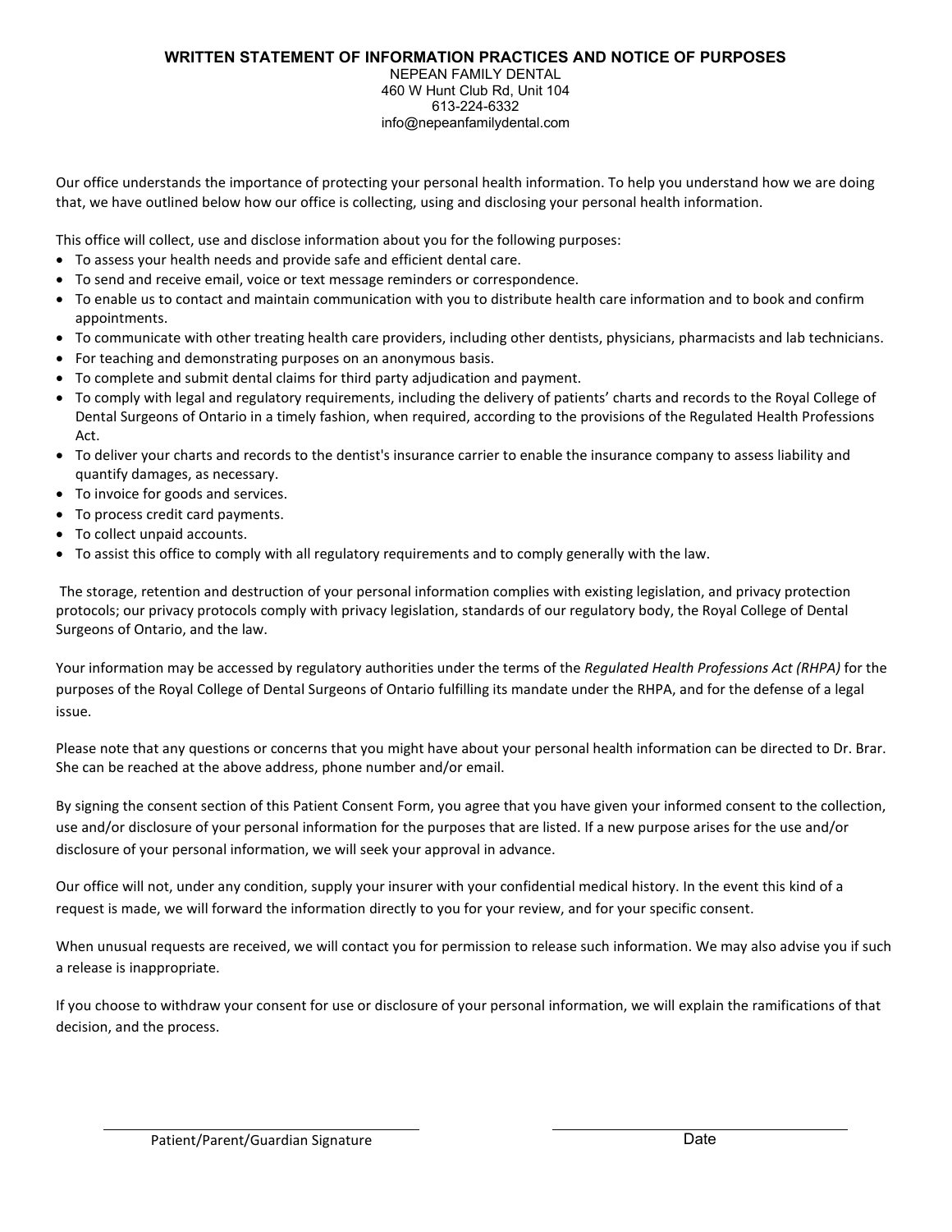# WRITTEN STATEMENT OF INFORMATION PRACTICES AND NOTICE OF PURPOSES

NEPEAN FAMILY DENTAL
460 W Hunt Club Rd, Unit 104
613-224-6332
info@nepeanfamilydental.com

Our office understands the importance of protecting your personal health information. To help you understand how we are doing that, we have outlined below how our office is collecting, using and disclosing your personal health information.

This office will collect, use and disclose information about you for the following purposes:

- To assess your health needs and provide safe and efficient dental care.
- To send and receive email, voice or text message reminders or correspondence.
- To enable us to contact and maintain communication with you to distribute health care information and to book and confirm appointments.
- To communicate with other treating health care providers, including other dentists, physicians, pharmacists and lab technicians.
- For teaching and demonstrating purposes on an anonymous basis.
- To complete and submit dental claims for third party adjudication and payment.
- To comply with legal and regulatory requirements, including the delivery of patients' charts and records to the Royal College of Dental Surgeons of Ontario in a timely fashion, when required, according to the provisions of the Regulated Health Professions Act.
- To deliver your charts and records to the dentist's insurance carrier to enable the insurance company to assess liability and quantify damages, as necessary.
- To invoice for goods and services.
- To process credit card payments.
- To collect unpaid accounts.
- To assist this office to comply with all regulatory requirements and to comply generally with the law.

The storage, retention and destruction of your personal information complies with existing legislation, and privacy protection protocols; our privacy protocols comply with privacy legislation, standards of our regulatory body, the Royal College of Dental Surgeons of Ontario, and the law.

Your information may be accessed by regulatory authorities under the terms of the *Regulated Health Professions Act (RHPA)* for the purposes of the Royal College of Dental Surgeons of Ontario fulfilling its mandate under the RHPA, and for the defense of a legal issue.

Please note that any questions or concerns that you might have about your personal health information can be directed to Dr. Brar. She can be reached at the above address, phone number and/or email.

By signing the consent section of this Patient Consent Form, you agree that you have given your informed consent to the collection, use and/or disclosure of your personal information for the purposes that are listed. If a new purpose arises for the use and/or disclosure of your personal information, we will seek your approval in advance.

Our office will not, under any condition, supply your insurer with your confidential medical history. In the event this kind of a request is made, we will forward the information directly to you for your review, and for your specific consent.

When unusual requests are received, we will contact you for permission to release such information. We may also advise you if such a release is inappropriate.

If you choose to withdraw your consent for use or disclosure of your personal information, we will explain the ramifications of that decision, and the process.

\_\_\_\_\_\_\_\_\_\_\_\_\_\_\_\_\_\_\_\_\_\_\_\_\_\_\_\_\_\_
Patient/Parent/Guardian Signature

\_\_\_\_\_\_\_\_\_\_\_\_\_\_\_\_\_\_\_\_\_\_\_\_\_\_\_\_\_\_
Date